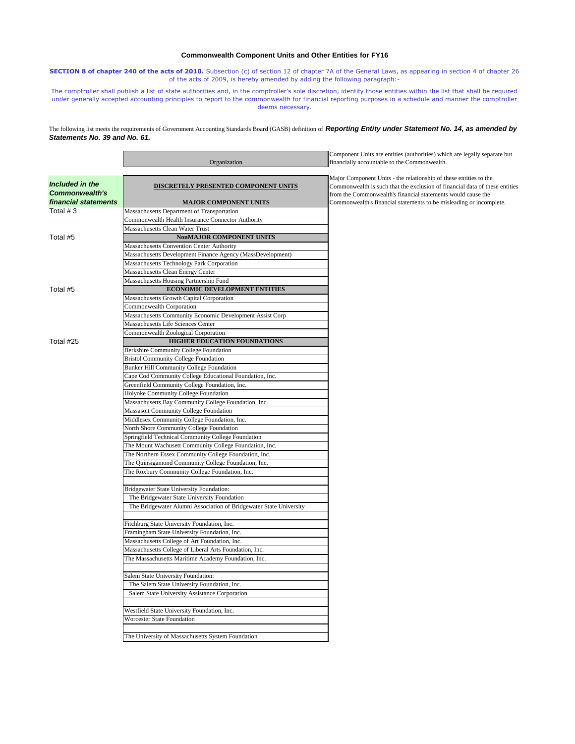# Commonwealth Component Units and Other Entities for FY16

**SECTION 8 of chapter 240 of the acts of 2010.** Subsection (c) of section 12 of chapter 7A of the General Laws, as appearing in section 4 of chapter 26 of the acts of 2009, is hereby amended by adding the following paragraph:-

The comptroller shall publish a list of state authorities and, in the comptroller's sole discretion, identify those entities within the list that shall be required under generally accepted accounting principles to report to the commonwealth for financial reporting purposes in a schedule and manner the comptroller deems necessary.

The following list meets the requirements of Government Accounting Standards Board (GASB) definition of ***Reporting Entity under Statement No. 14, as amended by Statements No. 39 and No. 61.***

Component Units are entities (authorities) which are legally separate but financially accountable to the Commonwealth.

Major Component Units - the relationship of these entities to the Commonwealth is such that the exclusion of financial data of these entities from the Commonwealth's financial statements would cause the Commonwealth's financial statements to be misleading or incomplete.

| ***Included in the Commonwealth's financial statements*** | Organization |
|---|---|
| | **DISCRETELY PRESENTED COMPONENT UNITS** |
| | **MAJOR COMPONENT UNITS** |
| Total # 3 | Massachusetts Department of Transportation |
| | Commonwealth Health Insurance Connector Authority |
| | Massachusetts Clean Water Trust |
| Total #5 | **NonMAJOR COMPONENT UNITS** |
| | Massachusetts Convention Center Authority |
| | Massachusetts Development Finance Agency (MassDevelopment) |
| | Massachusetts Technology Park Corporation |
| | Massachusetts Clean Energy Center |
| | Massachusetts Housing Partnership Fund |
| Total #5 | **ECONOMIC DEVELOPMENT ENTITIES** |
| | Massachusetts Growth Capital Corporation |
| | Commonwealth Corporation |
| | Massachusetts Community Economic Development Assist Corp |
| | Massachusetts Life Sciences Center |
| | Commonwealth Zoological Corporation |
| Total #25 | **HIGHER EDUCATION FOUNDATIONS** |
| | Berkshire Community College Foundation |
| | Bristol Community College Foundation |
| | Bunker Hill Community College Foundation |
| | Cape Cod Community College Educational Foundation, Inc. |
| | Greenfield Community College Foundation, Inc. |
| | Holyoke Community College Foundation |
| | Massachusetts Bay Community College Foundation, Inc. |
| | Massasoit Community College Foundation |
| | Middlesex Community College Foundation, Inc. |
| | North Shore Community College Foundation |
| | Springfield Technical Community College Foundation |
| | The Mount Wachusett Community College Foundation, Inc. |
| | The Northern Essex Community College Foundation, Inc. |
| | The Quinsigamond Community College Foundation, Inc. |
| | The Roxbury Community College Foundation, Inc. |
| | |
| | Bridgewater State University Foundation: |
| | The Bridgewater State University Foundation |
| | The Bridgewater Alumni Association of Bridgewater State University |
| | |
| | Fitchburg State University Foundation, Inc. |
| | Framingham State University Foundation, Inc. |
| | Massachusetts College of Art Foundation, Inc. |
| | Massachusetts College of Liberal Arts Foundation, Inc. |
| | The Massachusetts Maritime Academy Foundation, Inc. |
| | |
| | Salem State University Foundation: |
| | The Salem State University Foundation, Inc. |
| | Salem State University Assistance Corporation |
| | |
| | Westfield State University Foundation, Inc. |
| | Worcester State Foundation |
| | |
| | The University of Massachusetts System Foundation |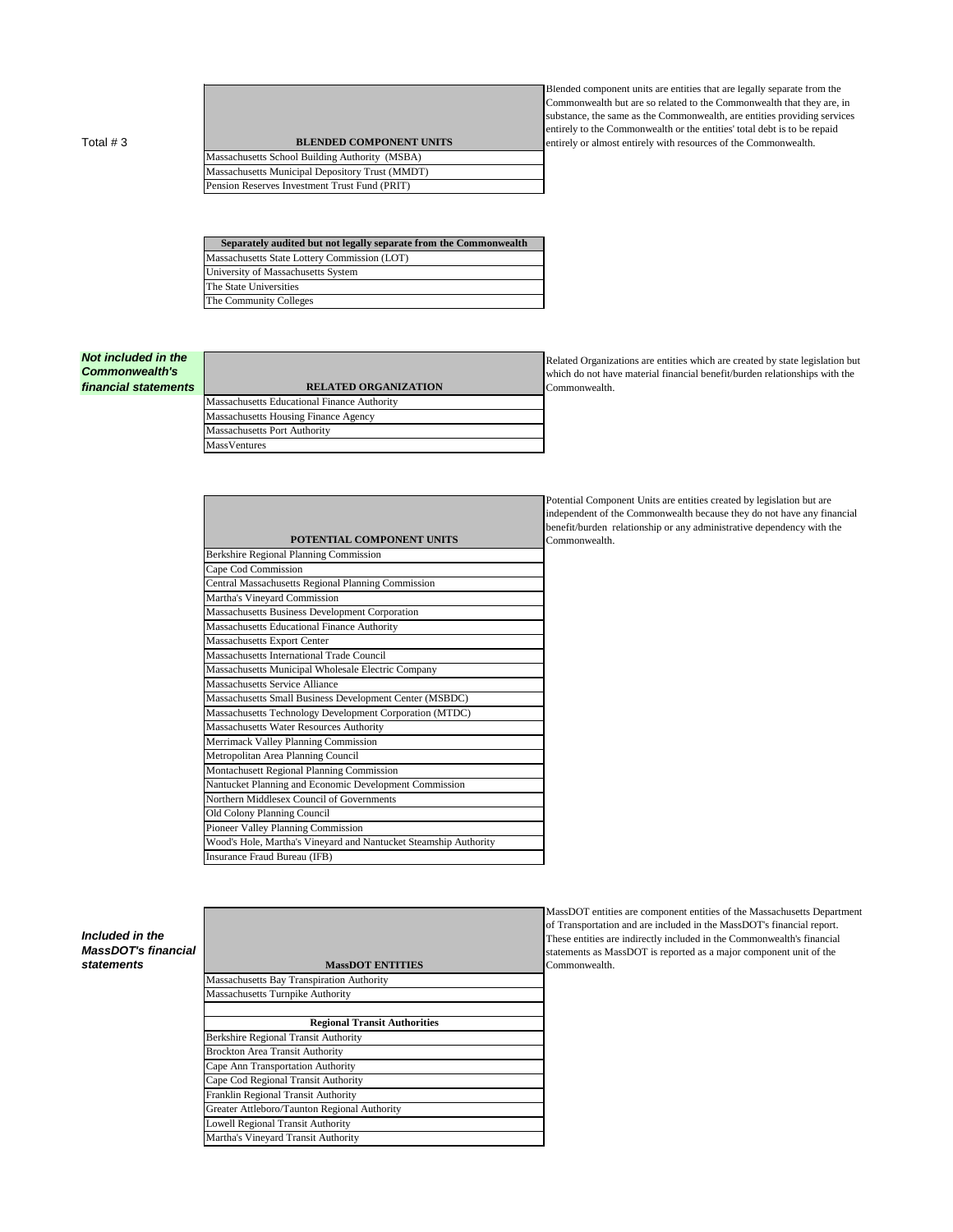Total # 3

| BLENDED COMPONENT UNITS |
|---|
| Massachusetts School Building Authority (MSBA) |
| Massachusetts Municipal Depository Trust (MMDT) |
| Pension Reserves Investment Trust Fund (PRIT) |

Blended component units are entities that are legally separate from the Commonwealth but are so related to the Commonwealth that they are, in substance, the same as the Commonwealth, are entities providing services entirely to the Commonwealth or the entities' total debt is to be repaid entirely or almost entirely with resources of the Commonwealth.

| Separately audited but not legally separate from the Commonwealth |
|---|
| Massachusetts State Lottery Commission (LOT) |
| University of Massachusetts System |
| The State Universities |
| The Community Colleges |

***Not included in the Commonwealth's financial statements***

| RELATED ORGANIZATION |
|---|
| Massachusetts Educational Finance Authority |
| Massachusetts Housing Finance Agency |
| Massachusetts Port Authority |
| MassVentures |

Related Organizations are entities which are created by state legislation but which do not have material financial benefit/burden relationships with the Commonwealth.

| POTENTIAL COMPONENT UNITS |
|---|
| Berkshire Regional Planning Commission |
| Cape Cod Commission |
| Central Massachusetts Regional Planning Commission |
| Martha's Vineyard Commission |
| Massachusetts Business Development Corporation |
| Massachusetts Educational Finance Authority |
| Massachusetts Export Center |
| Massachusetts International Trade Council |
| Massachusetts Municipal Wholesale Electric Company |
| Massachusetts Service Alliance |
| Massachusetts Small Business Development Center (MSBDC) |
| Massachusetts Technology Development Corporation (MTDC) |
| Massachusetts Water Resources Authority |
| Merrimack Valley Planning Commission |
| Metropolitan Area Planning Council |
| Montachusett Regional Planning Commission |
| Nantucket Planning and Economic Development Commission |
| Northern Middlesex Council of Governments |
| Old Colony Planning Council |
| Pioneer Valley Planning Commission |
| Wood's Hole, Martha's Vineyard and Nantucket Steamship Authority |
| Insurance Fraud Bureau (IFB) |

Potential Component Units are entities created by legislation but are independent of the Commonwealth because they do not have any financial benefit/burden relationship or any administrative dependency with the Commonwealth.

***Included in the MassDOT's financial statements***

| MassDOT ENTITIES |
|---|
| Massachusetts Bay Transpiration Authority |
| Massachusetts Turnpike Authority |
| |
| **Regional Transit Authorities** |
| Berkshire Regional Transit Authority |
| Brockton Area Transit Authority |
| Cape Ann Transportation Authority |
| Cape Cod Regional Transit Authority |
| Franklin Regional Transit Authority |
| Greater Attleboro/Taunton Regional Authority |
| Lowell Regional Transit Authority |
| Martha's Vineyard Transit Authority |

MassDOT entities are component entities of the Massachusetts Department of Transportation and are included in the MassDOT's financial report. These entities are indirectly included in the Commonwealth's financial statements as MassDOT is reported as a major component unit of the Commonwealth.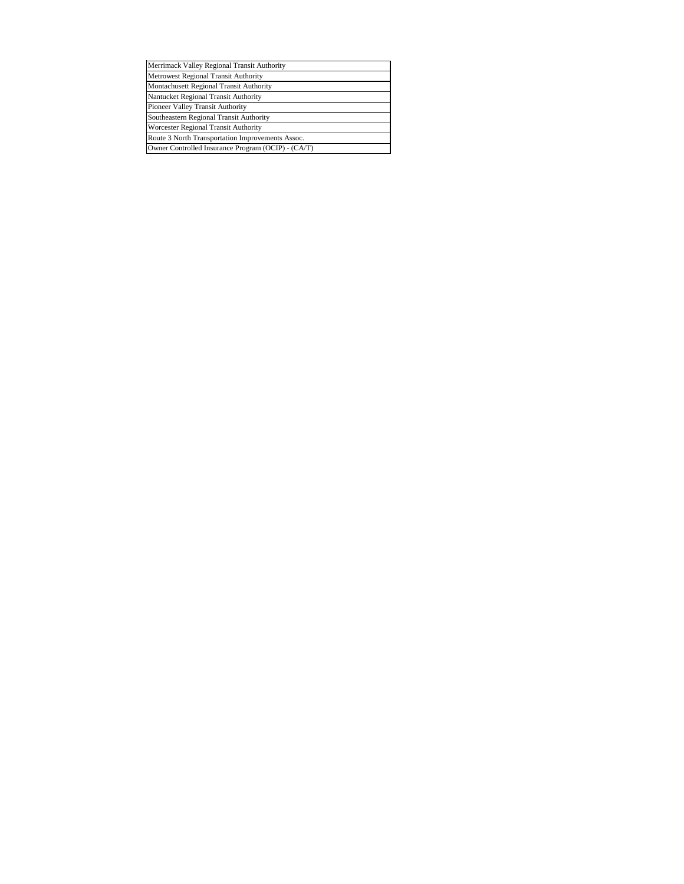| |
|---|
| Merrimack Valley Regional Transit Authority |
| Metrowest Regional Transit Authority |
| Montachusett Regional Transit Authority |
| Nantucket Regional Transit Authority |
| Pioneer Valley Transit Authority |
| Southeastern Regional Transit Authority |
| Worcester Regional Transit Authority |
| Route 3 North Transportation Improvements Assoc. |
| Owner Controlled Insurance Program (OCIP) - (CA/T) |